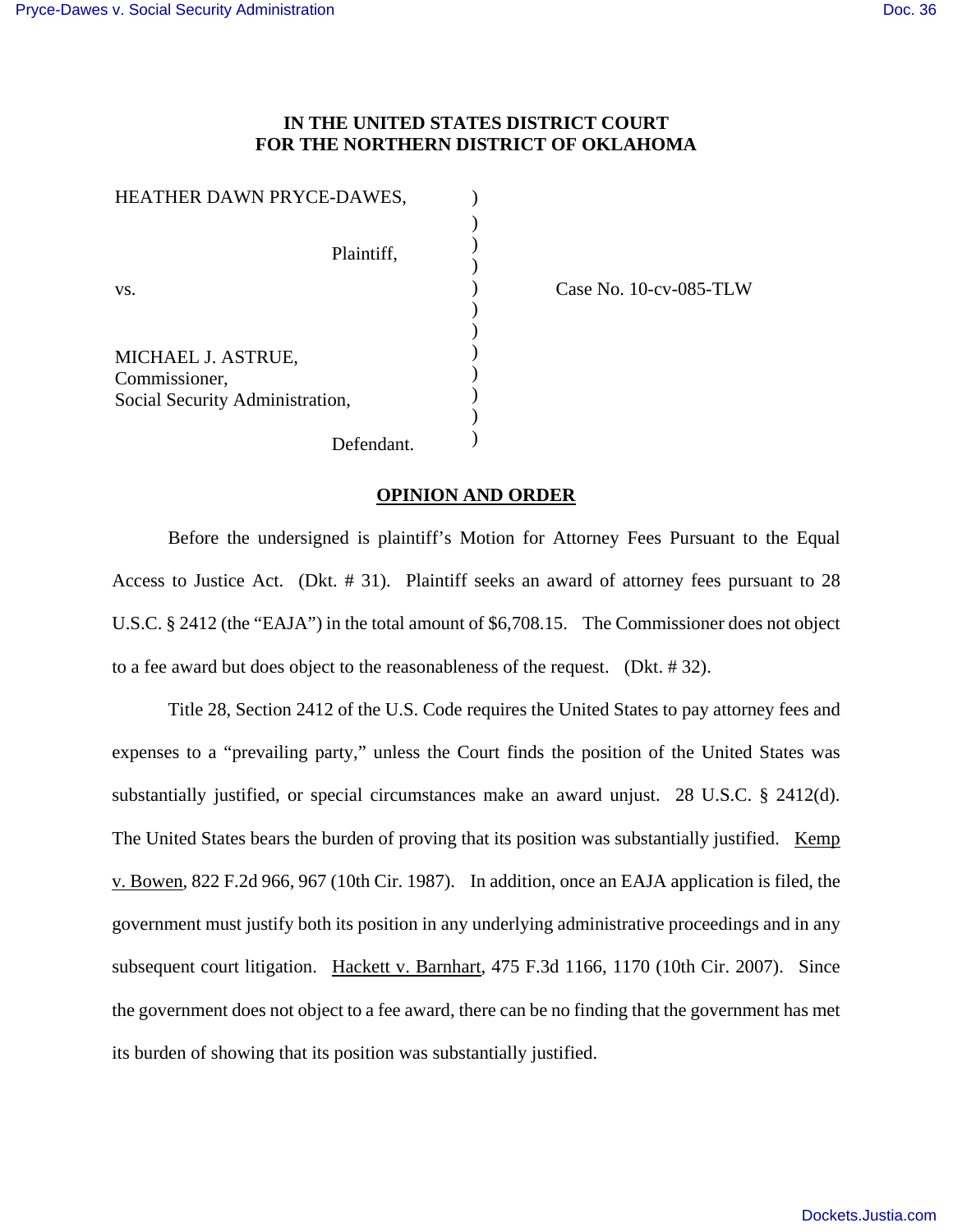**IN THE UNITED STATES DISTRICT COURT**
**FOR THE NORTHERN DISTRICT OF OKLAHOMA**

| | | |
|---|---|---|
| HEATHER DAWN PRYCE-DAWES, | ) | |
| Plaintiff, | ) | |
| vs. | ) | Case No. 10-cv-085-TLW |
| MICHAEL J. ASTRUE, Commissioner, Social Security Administration, | ) | |
| Defendant. | ) | |

**OPINION AND ORDER**

Before the undersigned is plaintiff's Motion for Attorney Fees Pursuant to the Equal Access to Justice Act. (Dkt. # 31). Plaintiff seeks an award of attorney fees pursuant to 28 U.S.C. § 2412 (the "EAJA") in the total amount of $6,708.15. The Commissioner does not object to a fee award but does object to the reasonableness of the request. (Dkt. # 32).

Title 28, Section 2412 of the U.S. Code requires the United States to pay attorney fees and expenses to a "prevailing party," unless the Court finds the position of the United States was substantially justified, or special circumstances make an award unjust. 28 U.S.C. § 2412(d). The United States bears the burden of proving that its position was substantially justified. Kemp v. Bowen, 822 F.2d 966, 967 (10th Cir. 1987). In addition, once an EAJA application is filed, the government must justify both its position in any underlying administrative proceedings and in any subsequent court litigation. Hackett v. Barnhart, 475 F.3d 1166, 1170 (10th Cir. 2007). Since the government does not object to a fee award, there can be no finding that the government has met its burden of showing that its position was substantially justified.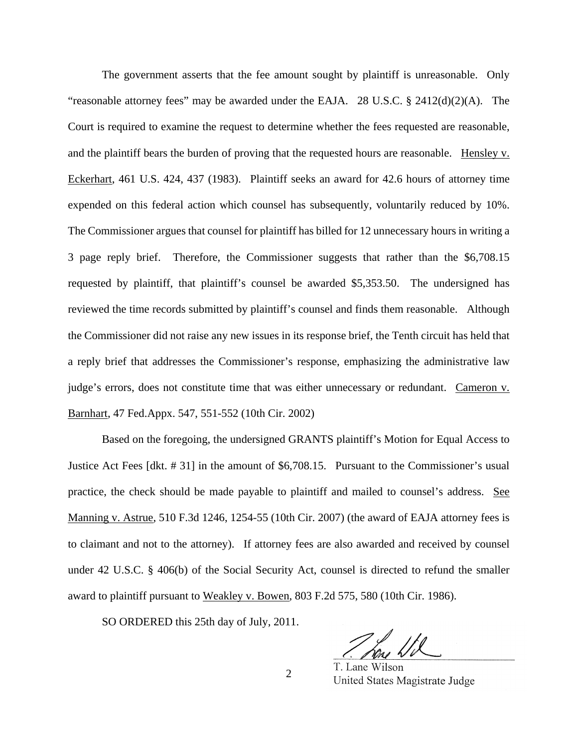The government asserts that the fee amount sought by plaintiff is unreasonable. Only "reasonable attorney fees" may be awarded under the EAJA. 28 U.S.C. § 2412(d)(2)(A). The Court is required to examine the request to determine whether the fees requested are reasonable, and the plaintiff bears the burden of proving that the requested hours are reasonable. Hensley v. Eckerhart, 461 U.S. 424, 437 (1983). Plaintiff seeks an award for 42.6 hours of attorney time expended on this federal action which counsel has subsequently, voluntarily reduced by 10%. The Commissioner argues that counsel for plaintiff has billed for 12 unnecessary hours in writing a 3 page reply brief. Therefore, the Commissioner suggests that rather than the $6,708.15 requested by plaintiff, that plaintiff's counsel be awarded $5,353.50. The undersigned has reviewed the time records submitted by plaintiff's counsel and finds them reasonable. Although the Commissioner did not raise any new issues in its response brief, the Tenth circuit has held that a reply brief that addresses the Commissioner's response, emphasizing the administrative law judge's errors, does not constitute time that was either unnecessary or redundant. Cameron v. Barnhart, 47 Fed.Appx. 547, 551-552 (10th Cir. 2002)

Based on the foregoing, the undersigned GRANTS plaintiff's Motion for Equal Access to Justice Act Fees [dkt. # 31] in the amount of $6,708.15. Pursuant to the Commissioner's usual practice, the check should be made payable to plaintiff and mailed to counsel's address. See Manning v. Astrue, 510 F.3d 1246, 1254-55 (10th Cir. 2007) (the award of EAJA attorney fees is to claimant and not to the attorney). If attorney fees are also awarded and received by counsel under 42 U.S.C. § 406(b) of the Social Security Act, counsel is directed to refund the smaller award to plaintiff pursuant to Weakley v. Bowen, 803 F.2d 575, 580 (10th Cir. 1986).

SO ORDERED this 25th day of July, 2011.

T. Lane Wilson
United States Magistrate Judge